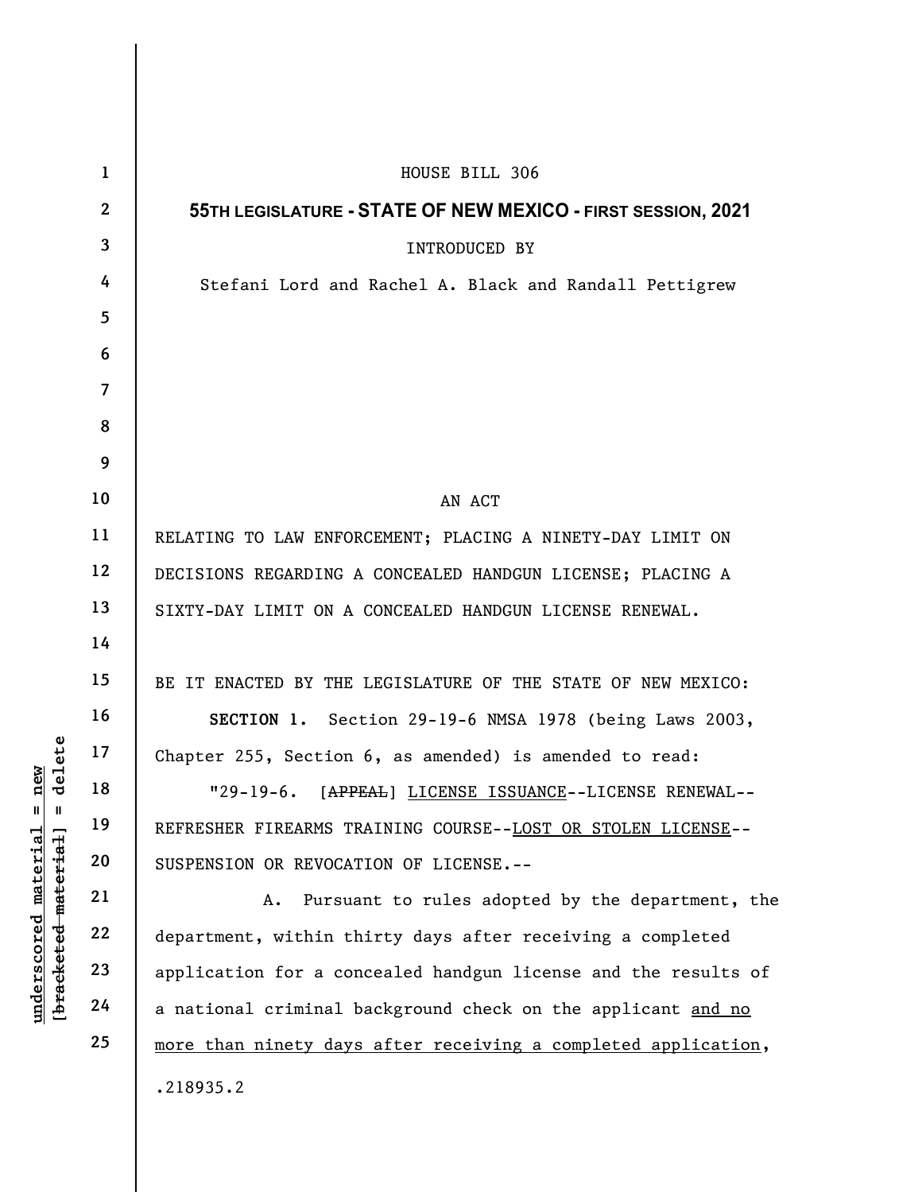HOUSE BILL 306

**55TH LEGISLATURE - STATE OF NEW MEXICO - FIRST SESSION, 2021**

INTRODUCED BY

Stefani Lord and Rachel A. Black and Randall Pettigrew

AN ACT

RELATING TO LAW ENFORCEMENT; PLACING A NINETY-DAY LIMIT ON DECISIONS REGARDING A CONCEALED HANDGUN LICENSE; PLACING A SIXTY-DAY LIMIT ON A CONCEALED HANDGUN LICENSE RENEWAL.

BE IT ENACTED BY THE LEGISLATURE OF THE STATE OF NEW MEXICO:

**SECTION 1.** Section 29-19-6 NMSA 1978 (being Laws 2003, Chapter 255, Section 6, as amended) is amended to read:

"29-19-6. [~~APPEAL~~] <u>LICENSE ISSUANCE</u>--LICENSE RENEWAL--REFRESHER FIREARMS TRAINING COURSE--<u>LOST OR STOLEN LICENSE</u>--SUSPENSION OR REVOCATION OF LICENSE.--

A. Pursuant to rules adopted by the department, the department, within thirty days after receiving a completed application for a concealed handgun license and the results of a national criminal background check on the applicant <u>and no more than ninety days after receiving a completed application</u>,

.218935.2

underscored material = new
[~~bracketed material~~] = delete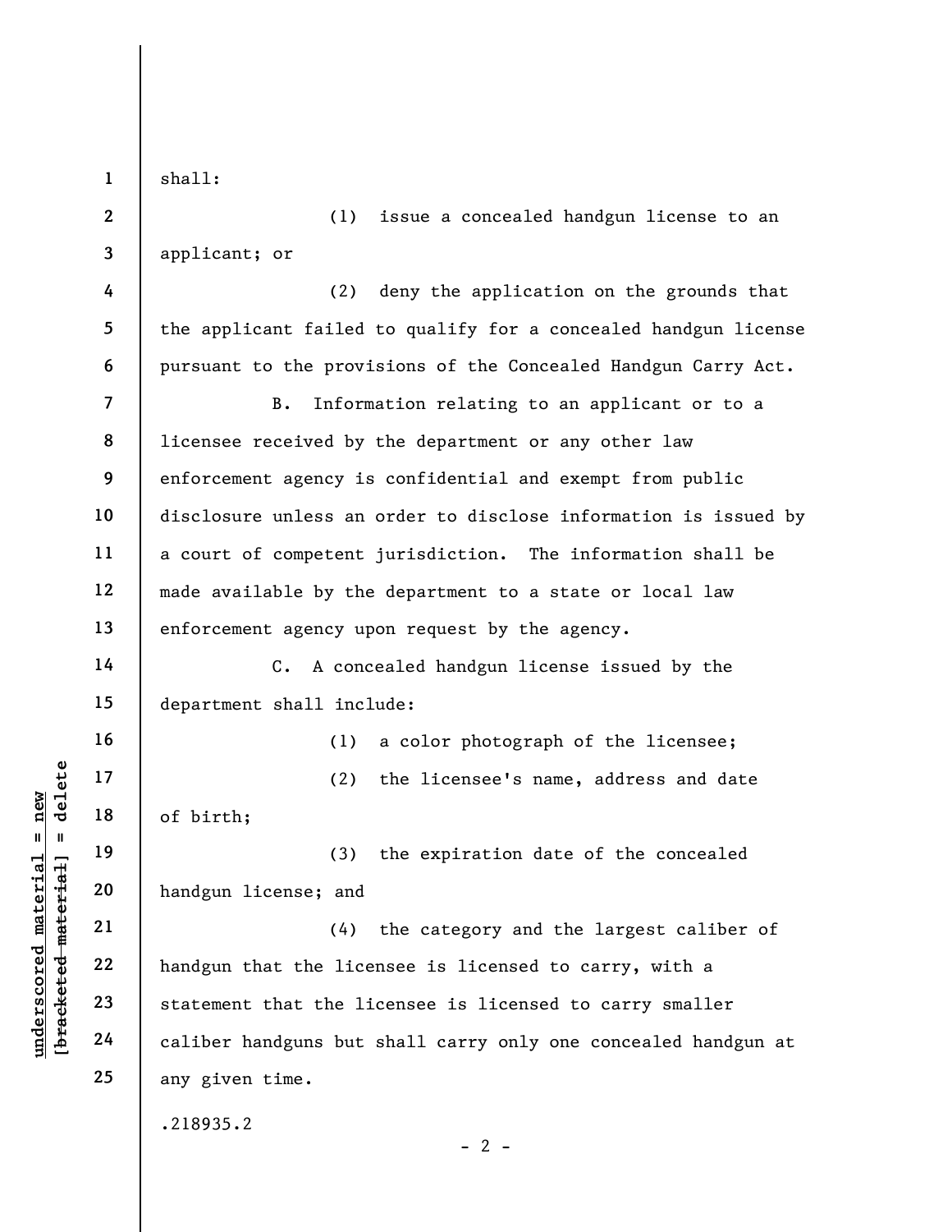shall:

(1) issue a concealed handgun license to an applicant; or

(2) deny the application on the grounds that the applicant failed to qualify for a concealed handgun license pursuant to the provisions of the Concealed Handgun Carry Act.

B. Information relating to an applicant or to a licensee received by the department or any other law enforcement agency is confidential and exempt from public disclosure unless an order to disclose information is issued by a court of competent jurisdiction. The information shall be made available by the department to a state or local law enforcement agency upon request by the agency.

C. A concealed handgun license issued by the department shall include:

(1) a color photograph of the licensee;

(2) the licensee's name, address and date of birth;

(3) the expiration date of the concealed handgun license; and

(4) the category and the largest caliber of handgun that the licensee is licensed to carry, with a statement that the licensee is licensed to carry smaller caliber handguns but shall carry only one concealed handgun at any given time.

.218935.2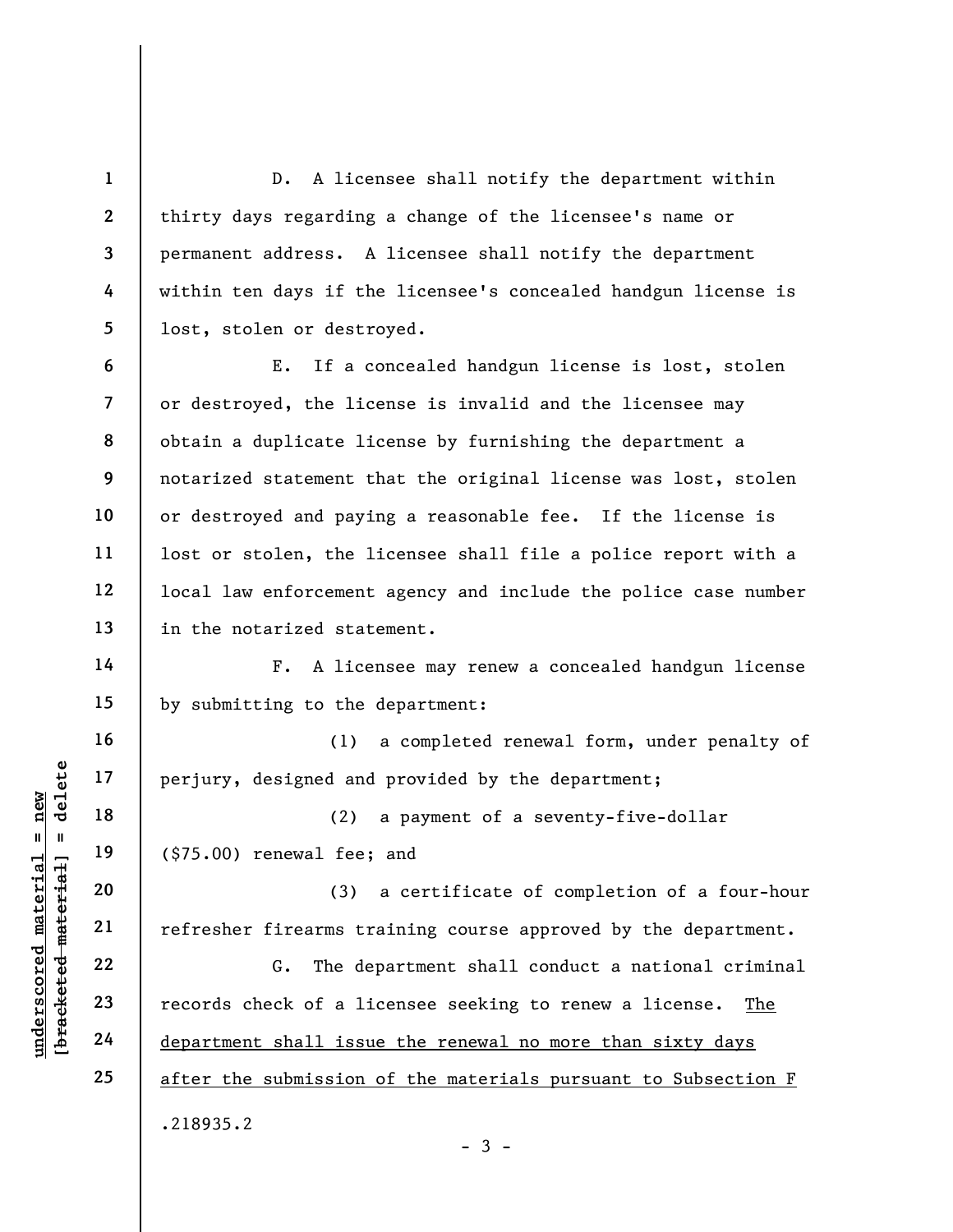D. A licensee shall notify the department within thirty days regarding a change of the licensee's name or permanent address. A licensee shall notify the department within ten days if the licensee's concealed handgun license is lost, stolen or destroyed.

E. If a concealed handgun license is lost, stolen or destroyed, the license is invalid and the licensee may obtain a duplicate license by furnishing the department a notarized statement that the original license was lost, stolen or destroyed and paying a reasonable fee. If the license is lost or stolen, the licensee shall file a police report with a local law enforcement agency and include the police case number in the notarized statement.

F. A licensee may renew a concealed handgun license by submitting to the department:

(1) a completed renewal form, under penalty of perjury, designed and provided by the department;

(2) a payment of a seventy-five-dollar ($75.00) renewal fee; and

(3) a certificate of completion of a four-hour refresher firearms training course approved by the department.

G. The department shall conduct a national criminal records check of a licensee seeking to renew a license. <u>The department shall issue the renewal no more than sixty days after the submission of the materials pursuant to Subsection F</u>

.218935.2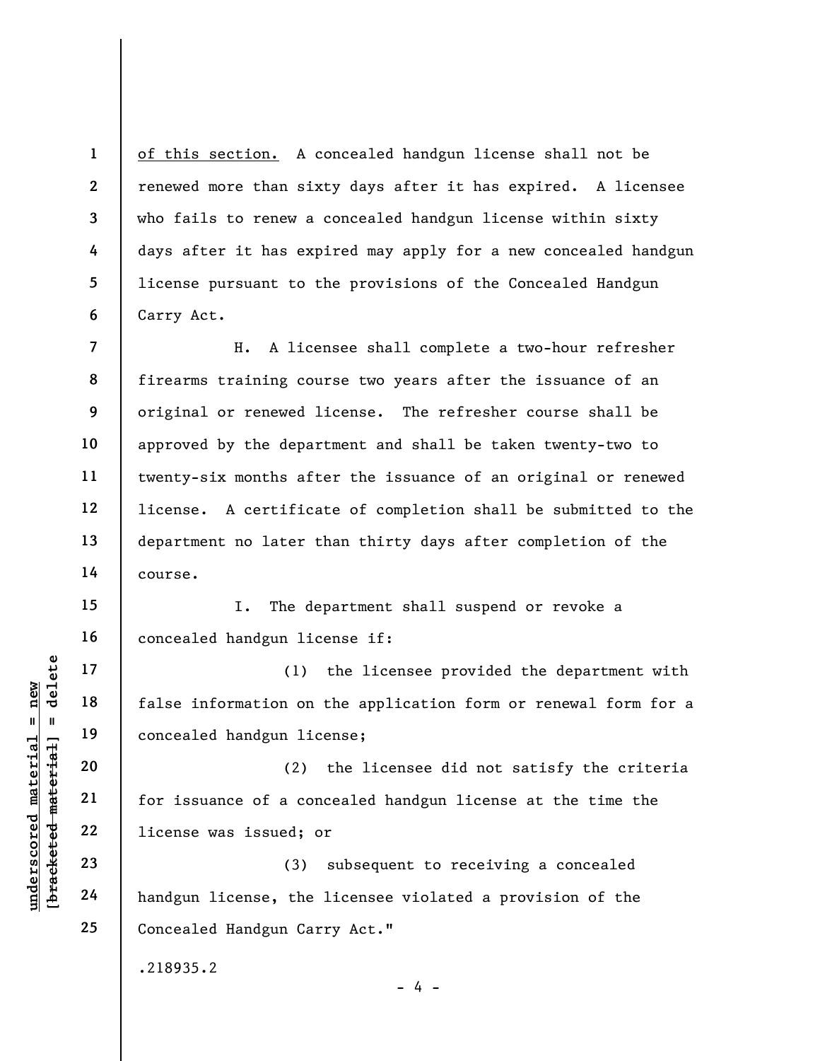of this section. A concealed handgun license shall not be renewed more than sixty days after it has expired. A licensee who fails to renew a concealed handgun license within sixty days after it has expired may apply for a new concealed handgun license pursuant to the provisions of the Concealed Handgun Carry Act.

H. A licensee shall complete a two-hour refresher firearms training course two years after the issuance of an original or renewed license. The refresher course shall be approved by the department and shall be taken twenty-two to twenty-six months after the issuance of an original or renewed license. A certificate of completion shall be submitted to the department no later than thirty days after completion of the course.

I. The department shall suspend or revoke a concealed handgun license if:

(1) the licensee provided the department with false information on the application form or renewal form for a concealed handgun license;

(2) the licensee did not satisfy the criteria for issuance of a concealed handgun license at the time the license was issued; or

(3) subsequent to receiving a concealed handgun license, the licensee violated a provision of the Concealed Handgun Carry Act."

.218935.2